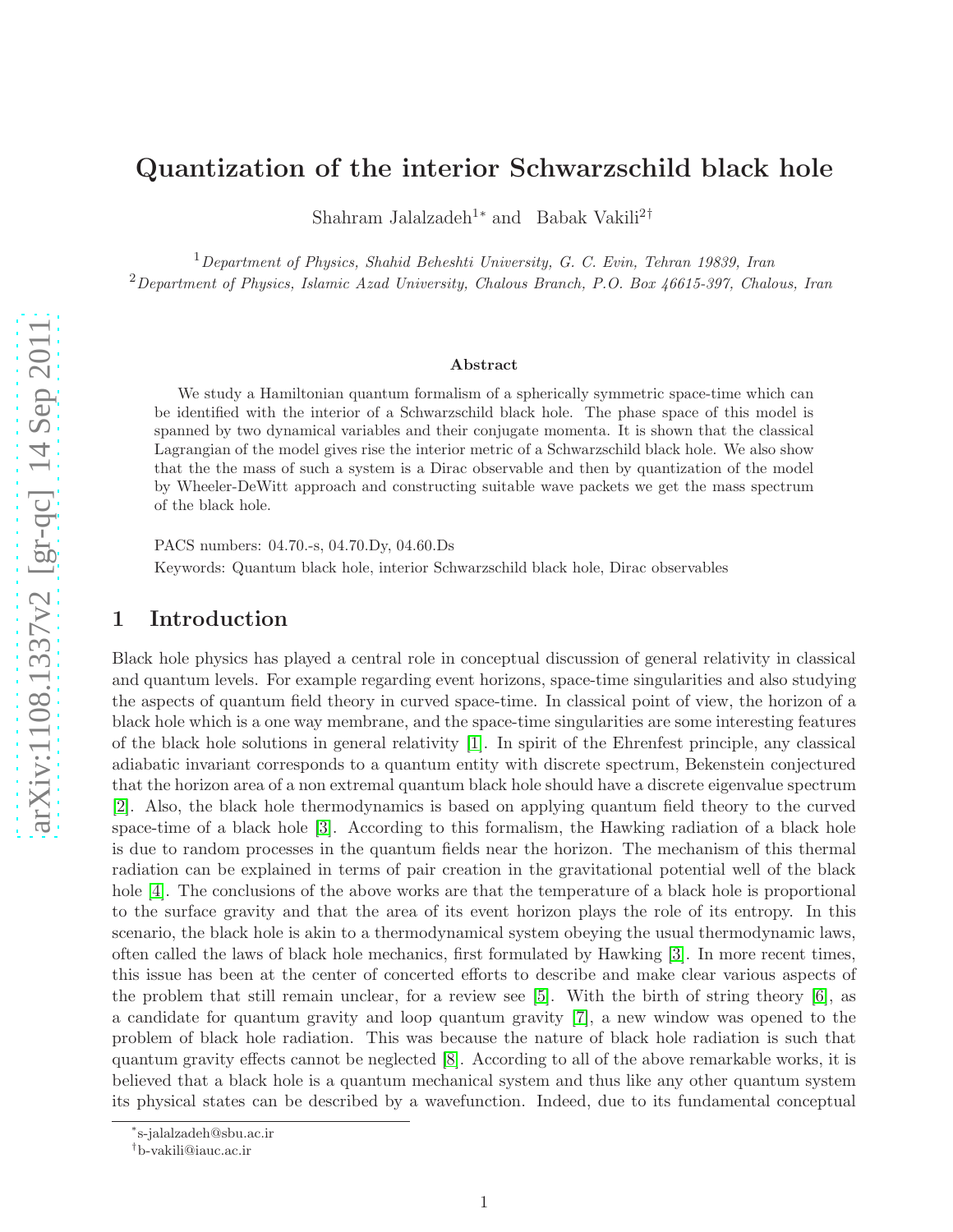# Quantization of the interior Schwarzschild black hole

Shahram Jalalzadeh[1]* and Babak Vakili[2]†

[1] *Department of Physics, Shahid Beheshti University, G. C. Evin, Tehran 19839, Iran*
[2] *Department of Physics, Islamic Azad University, Chalous Branch, P.O. Box 46615-397, Chalous, Iran*

### Abstract

We study a Hamiltonian quantum formalism of a spherically symmetric space-time which can be identified with the interior of a Schwarzschild black hole. The phase space of this model is spanned by two dynamical variables and their conjugate momenta. It is shown that the classical Lagrangian of the model gives rise the interior metric of a Schwarzschild black hole. We also show that the the mass of such a system is a Dirac observable and then by quantization of the model by Wheeler-DeWitt approach and constructing suitable wave packets we get the mass spectrum of the black hole.

PACS numbers: 04.70.-s, 04.70.Dy, 04.60.Ds

Keywords: Quantum black hole, interior Schwarzschild black hole, Dirac observables

## 1 Introduction

Black hole physics has played a central role in conceptual discussion of general relativity in classical and quantum levels. For example regarding event horizons, space-time singularities and also studying the aspects of quantum field theory in curved space-time. In classical point of view, the horizon of a black hole which is a one way membrane, and the space-time singularities are some interesting features of the black hole solutions in general relativity [1]. In spirit of the Ehrenfest principle, any classical adiabatic invariant corresponds to a quantum entity with discrete spectrum, Bekenstein conjectured that the horizon area of a non extremal quantum black hole should have a discrete eigenvalue spectrum [2]. Also, the black hole thermodynamics is based on applying quantum field theory to the curved space-time of a black hole [3]. According to this formalism, the Hawking radiation of a black hole is due to random processes in the quantum fields near the horizon. The mechanism of this thermal radiation can be explained in terms of pair creation in the gravitational potential well of the black hole [4]. The conclusions of the above works are that the temperature of a black hole is proportional to the surface gravity and that the area of its event horizon plays the role of its entropy. In this scenario, the black hole is akin to a thermodynamical system obeying the usual thermodynamic laws, often called the laws of black hole mechanics, first formulated by Hawking [3]. In more recent times, this issue has been at the center of concerted efforts to describe and make clear various aspects of the problem that still remain unclear, for a review see [5]. With the birth of string theory [6], as a candidate for quantum gravity and loop quantum gravity [7], a new window was opened to the problem of black hole radiation. This was because the nature of black hole radiation is such that quantum gravity effects cannot be neglected [8]. According to all of the above remarkable works, it is believed that a black hole is a quantum mechanical system and thus like any other quantum system its physical states can be described by a wavefunction. Indeed, due to its fundamental conceptual

---

*s-jalalzadeh@sbu.ac.ir

†b-vakili@iauc.ac.ir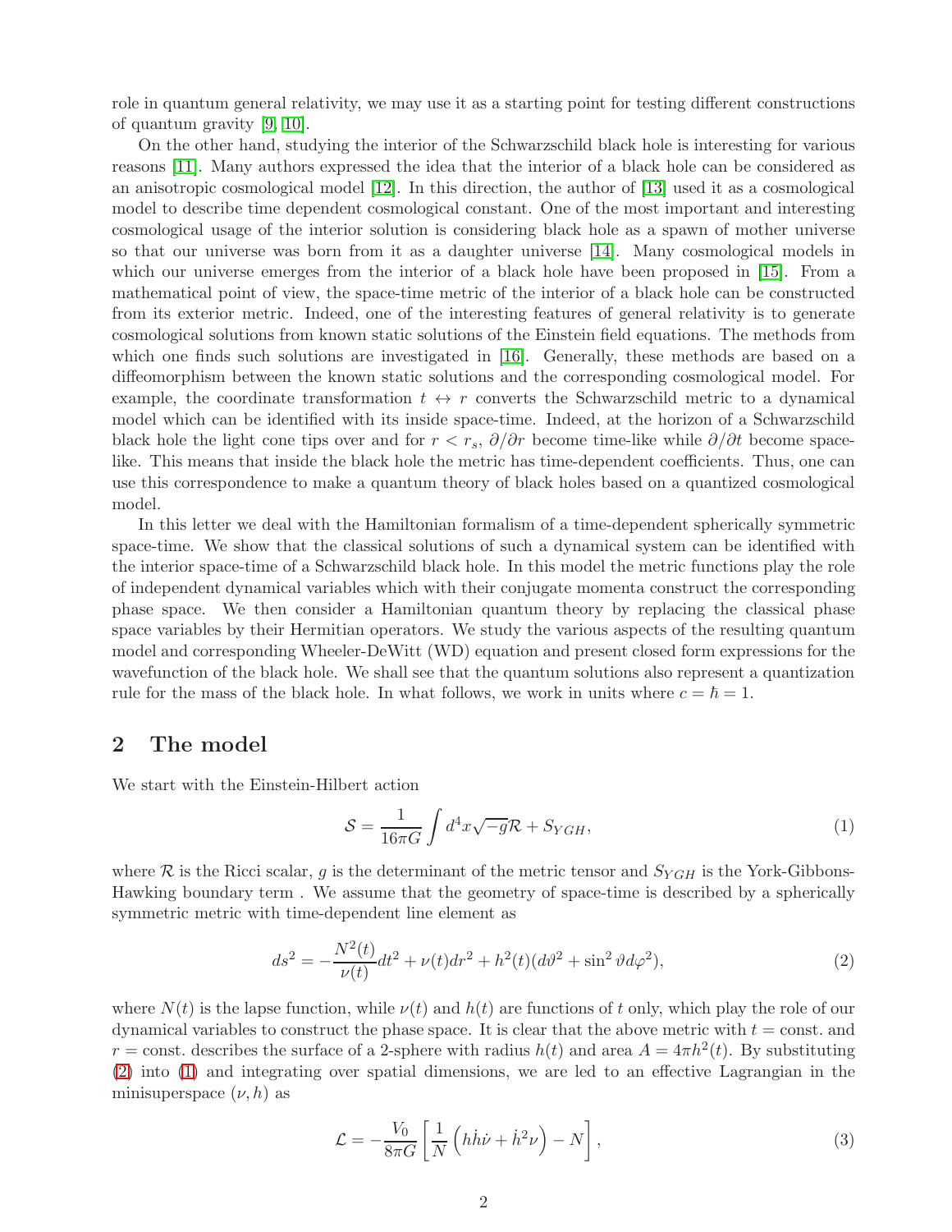role in quantum general relativity, we may use it as a starting point for testing different constructions of quantum gravity [9, 10].

On the other hand, studying the interior of the Schwarzschild black hole is interesting for various reasons [11]. Many authors expressed the idea that the interior of a black hole can be considered as an anisotropic cosmological model [12]. In this direction, the author of [13] used it as a cosmological model to describe time dependent cosmological constant. One of the most important and interesting cosmological usage of the interior solution is considering black hole as a spawn of mother universe so that our universe was born from it as a daughter universe [14]. Many cosmological models in which our universe emerges from the interior of a black hole have been proposed in [15]. From a mathematical point of view, the space-time metric of the interior of a black hole can be constructed from its exterior metric. Indeed, one of the interesting features of general relativity is to generate cosmological solutions from known static solutions of the Einstein field equations. The methods from which one finds such solutions are investigated in [16]. Generally, these methods are based on a diffeomorphism between the known static solutions and the corresponding cosmological model. For example, the coordinate transformation $t \leftrightarrow r$ converts the Schwarzschild metric to a dynamical model which can be identified with its inside space-time. Indeed, at the horizon of a Schwarzschild black hole the light cone tips over and for $r < r_s$, $\partial/\partial r$ become time-like while $\partial/\partial t$ become space-like. This means that inside the black hole the metric has time-dependent coefficients. Thus, one can use this correspondence to make a quantum theory of black holes based on a quantized cosmological model.

In this letter we deal with the Hamiltonian formalism of a time-dependent spherically symmetric space-time. We show that the classical solutions of such a dynamical system can be identified with the interior space-time of a Schwarzschild black hole. In this model the metric functions play the role of independent dynamical variables which with their conjugate momenta construct the corresponding phase space. We then consider a Hamiltonian quantum theory by replacing the classical phase space variables by their Hermitian operators. We study the various aspects of the resulting quantum model and corresponding Wheeler-DeWitt (WD) equation and present closed form expressions for the wavefunction of the black hole. We shall see that the quantum solutions also represent a quantization rule for the mass of the black hole. In what follows, we work in units where $c = \hbar = 1$.

## 2 The model

We start with the Einstein-Hilbert action

$$\mathcal{S} = \frac{1}{16\pi G}\int d^4x\sqrt{-g}\mathcal{R} + S_{YGH}, \tag{1}$$

where $\mathcal{R}$ is the Ricci scalar, $g$ is the determinant of the metric tensor and $S_{YGH}$ is the York-Gibbons-Hawking boundary term . We assume that the geometry of space-time is described by a spherically symmetric metric with time-dependent line element as

$$ds^2 = -\frac{N^2(t)}{\nu(t)}dt^2 + \nu(t)dr^2 + h^2(t)(d\vartheta^2 + \sin^2\vartheta d\varphi^2), \tag{2}$$

where $N(t)$ is the lapse function, while $\nu(t)$ and $h(t)$ are functions of $t$ only, which play the role of our dynamical variables to construct the phase space. It is clear that the above metric with $t = \text{const.}$ and $r = \text{const.}$ describes the surface of a 2-sphere with radius $h(t)$ and area $A = 4\pi h^2(t)$. By substituting (2) into (1) and integrating over spatial dimensions, we are led to an effective Lagrangian in the minisuperspace $(\nu, h)$ as

$$\mathcal{L} = -\frac{V_0}{8\pi G}\left[\frac{1}{N}\left(h\dot{h}\dot{\nu} + \dot{h}^2\nu\right) - N\right], \tag{3}$$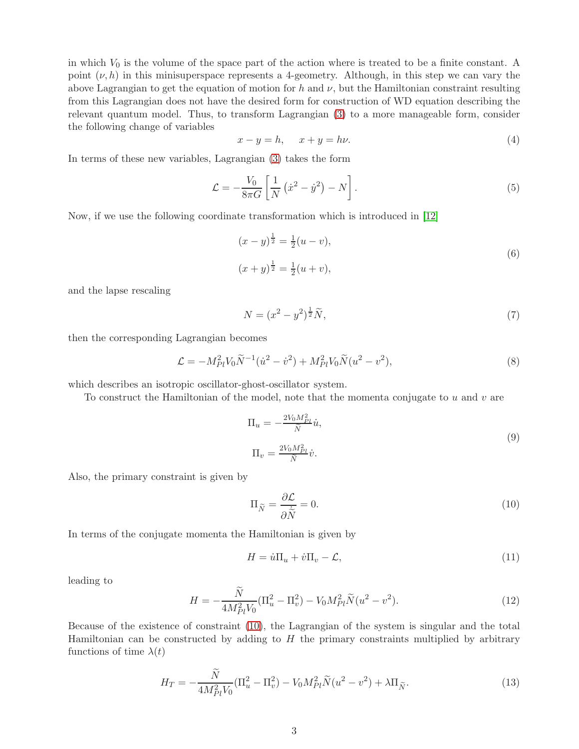in which $V_0$ is the volume of the space part of the action where is treated to be a finite constant. A point $(\nu, h)$ in this minisuperspace represents a 4-geometry. Although, in this step we can vary the above Lagrangian to get the equation of motion for $h$ and $\nu$, but the Hamiltonian constraint resulting from this Lagrangian does not have the desired form for construction of WD equation describing the relevant quantum model. Thus, to transform Lagrangian (3) to a more manageable form, consider the following change of variables

$$x - y = h, \quad x + y = h\nu. \tag{4}$$

In terms of these new variables, Lagrangian (3) takes the form

$$\mathcal{L} = -\frac{V_0}{8\pi G}\left[\frac{1}{N}\left(\dot{x}^2 - \dot{y}^2\right) - N\right]. \tag{5}$$

Now, if we use the following coordinate transformation which is introduced in [12]

$$\begin{aligned}(x-y)^{\frac{1}{2}} &= \tfrac{1}{2}(u - v),\\ (x+y)^{\frac{1}{2}} &= \tfrac{1}{2}(u + v),\end{aligned} \tag{6}$$

and the lapse rescaling

$$N = (x^2 - y^2)^{\frac{1}{2}}\widetilde{N}, \tag{7}$$

then the corresponding Lagrangian becomes

$$\mathcal{L} = -M_{Pl}^2 V_0 \widetilde{N}^{-1}(\dot{u}^2 - \dot{v}^2) + M_{Pl}^2 V_0 \widetilde{N}(u^2 - v^2), \tag{8}$$

which describes an isotropic oscillator-ghost-oscillator system.

To construct the Hamiltonian of the model, note that the momenta conjugate to $u$ and $v$ are

$$\begin{aligned}\Pi_u &= -\tfrac{2V_0 M_{Pl}^2}{\widetilde{N}}\dot{u},\\ \Pi_v &= \tfrac{2V_0 M_{Pl}^2}{\widetilde{N}}\dot{v}.\end{aligned} \tag{9}$$

Also, the primary constraint is given by

$$\Pi_{\widetilde{N}} = \frac{\partial \mathcal{L}}{\partial \dot{\widetilde{N}}} = 0. \tag{10}$$

In terms of the conjugate momenta the Hamiltonian is given by

$$H = \dot{u}\Pi_u + \dot{v}\Pi_v - \mathcal{L}, \tag{11}$$

leading to

$$H = -\frac{\widetilde{N}}{4M_{Pl}^2 V_0}(\Pi_u^2 - \Pi_v^2) - V_0 M_{Pl}^2 \widetilde{N}(u^2 - v^2). \tag{12}$$

Because of the existence of constraint (10), the Lagrangian of the system is singular and the total Hamiltonian can be constructed by adding to $H$ the primary constraints multiplied by arbitrary functions of time $\lambda(t)$

$$H_T = -\frac{\widetilde{N}}{4M_{Pl}^2 V_0}(\Pi_u^2 - \Pi_v^2) - V_0 M_{Pl}^2 \widetilde{N}(u^2 - v^2) + \lambda \Pi_{\widetilde{N}}. \tag{13}$$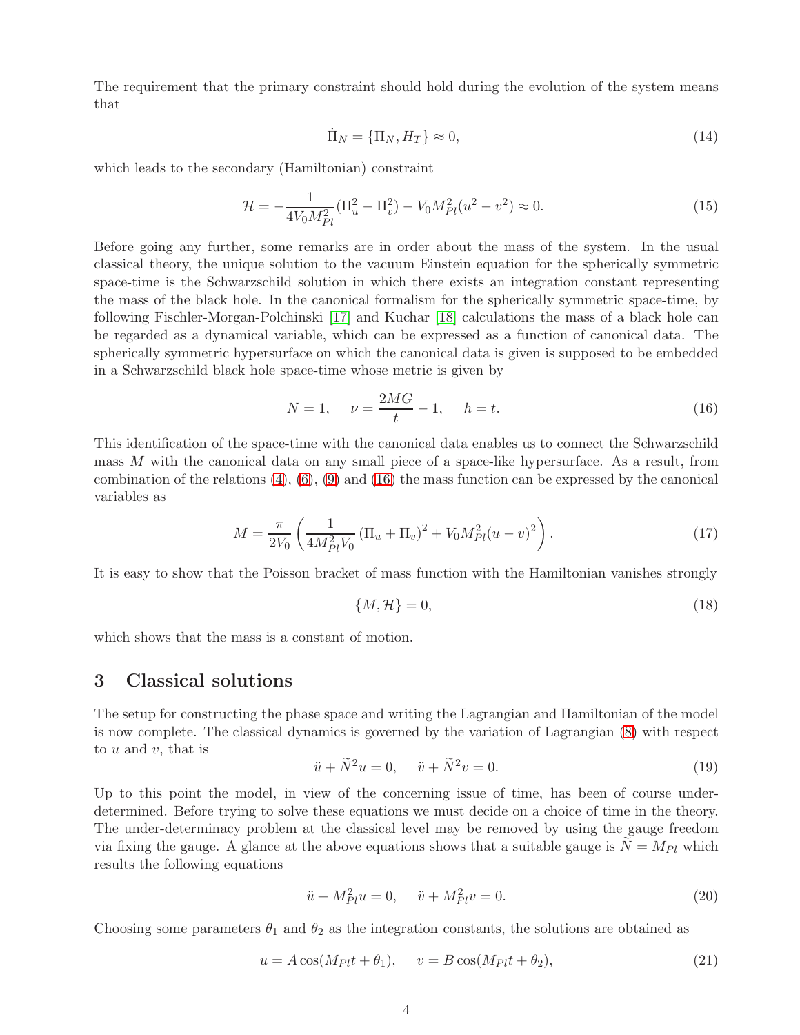The requirement that the primary constraint should hold during the evolution of the system means that

$$\dot{\Pi}_N = \{\Pi_N, H_T\} \approx 0, \tag{14}$$

which leads to the secondary (Hamiltonian) constraint

$$\mathcal{H} = -\frac{1}{4V_0 M_{Pl}^2}(\Pi_u^2 - \Pi_v^2) - V_0 M_{Pl}^2(u^2 - v^2) \approx 0. \tag{15}$$

Before going any further, some remarks are in order about the mass of the system. In the usual classical theory, the unique solution to the vacuum Einstein equation for the spherically symmetric space-time is the Schwarzschild solution in which there exists an integration constant representing the mass of the black hole. In the canonical formalism for the spherically symmetric space-time, by following Fischler-Morgan-Polchinski [17] and Kuchar [18] calculations the mass of a black hole can be regarded as a dynamical variable, which can be expressed as a function of canonical data. The spherically symmetric hypersurface on which the canonical data is given is supposed to be embedded in a Schwarzschild black hole space-time whose metric is given by

$$N = 1, \quad \nu = \frac{2MG}{t} - 1, \quad h = t. \tag{16}$$

This identification of the space-time with the canonical data enables us to connect the Schwarzschild mass $M$ with the canonical data on any small piece of a space-like hypersurface. As a result, from combination of the relations (4), (6), (9) and (16) the mass function can be expressed by the canonical variables as

$$M = \frac{\pi}{2V_0}\left(\frac{1}{4M_{Pl}^2 V_0}(\Pi_u + \Pi_v)^2 + V_0 M_{Pl}^2 (u - v)^2\right). \tag{17}$$

It is easy to show that the Poisson bracket of mass function with the Hamiltonian vanishes strongly

$$\{M, \mathcal{H}\} = 0, \tag{18}$$

which shows that the mass is a constant of motion.

## 3 Classical solutions

The setup for constructing the phase space and writing the Lagrangian and Hamiltonian of the model is now complete. The classical dynamics is governed by the variation of Lagrangian (8) with respect to $u$ and $v$, that is

$$\ddot{u} + \widetilde{N}^2 u = 0, \quad \ddot{v} + \widetilde{N}^2 v = 0. \tag{19}$$

Up to this point the model, in view of the concerning issue of time, has been of course under-determined. Before trying to solve these equations we must decide on a choice of time in the theory. The under-determinacy problem at the classical level may be removed by using the gauge freedom via fixing the gauge. A glance at the above equations shows that a suitable gauge is $\widetilde{N} = M_{Pl}$ which results the following equations

$$\ddot{u} + M_{Pl}^2 u = 0, \quad \ddot{v} + M_{Pl}^2 v = 0. \tag{20}$$

Choosing some parameters $\theta_1$ and $\theta_2$ as the integration constants, the solutions are obtained as

$$u = A\cos(M_{Pl} t + \theta_1), \quad v = B\cos(M_{Pl} t + \theta_2), \tag{21}$$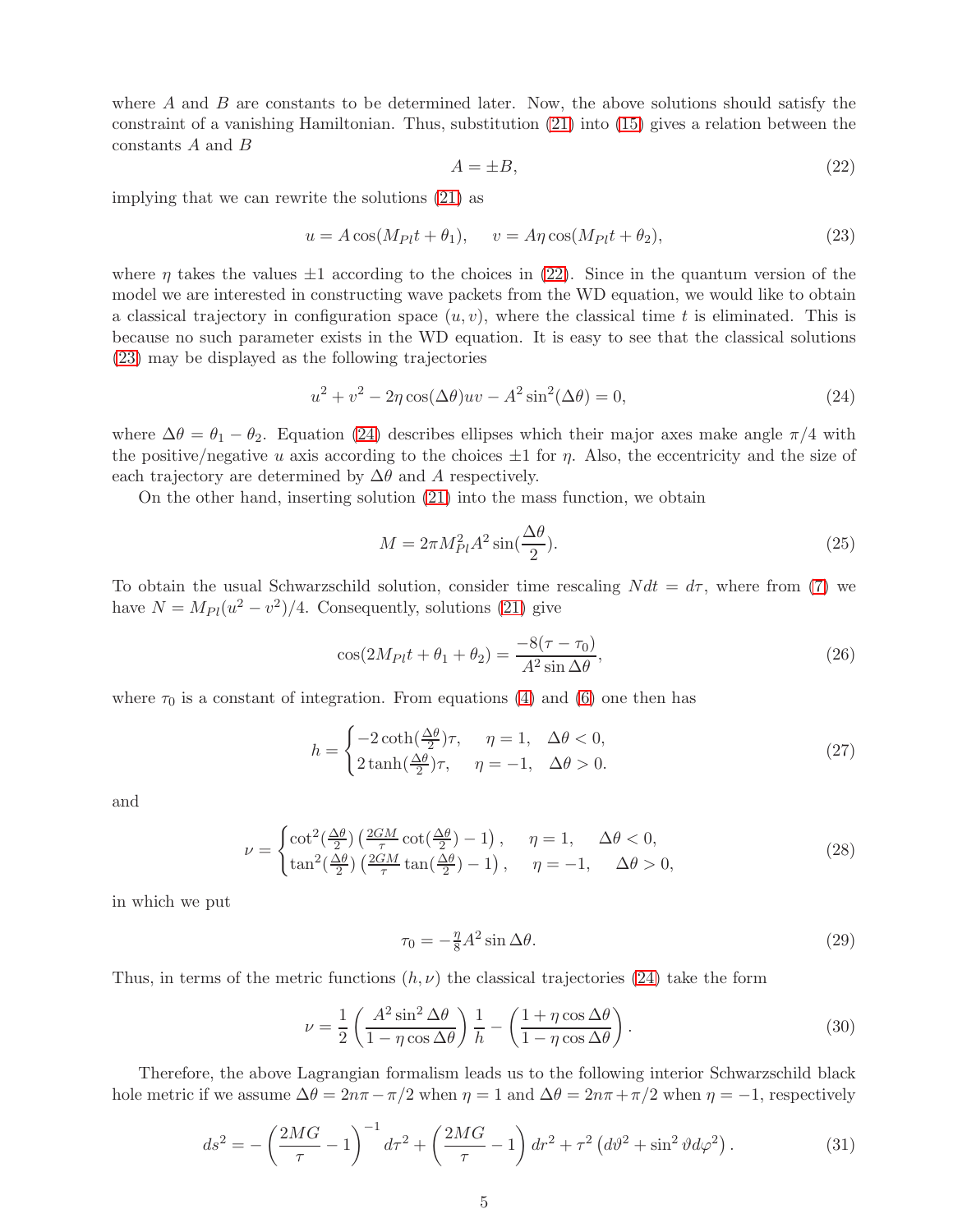where $A$ and $B$ are constants to be determined later. Now, the above solutions should satisfy the constraint of a vanishing Hamiltonian. Thus, substitution (21) into (15) gives a relation between the constants $A$ and $B$

$$A = \pm B, \tag{22}$$

implying that we can rewrite the solutions (21) as

$$u = A\cos(M_{Pl}t + \theta_1), \quad v = A\eta\cos(M_{Pl}t + \theta_2), \tag{23}$$

where $\eta$ takes the values $\pm 1$ according to the choices in (22). Since in the quantum version of the model we are interested in constructing wave packets from the WD equation, we would like to obtain a classical trajectory in configuration space $(u, v)$, where the classical time $t$ is eliminated. This is because no such parameter exists in the WD equation. It is easy to see that the classical solutions (23) may be displayed as the following trajectories

$$u^2 + v^2 - 2\eta\cos(\Delta\theta)uv - A^2\sin^2(\Delta\theta) = 0, \tag{24}$$

where $\Delta\theta = \theta_1 - \theta_2$. Equation (24) describes ellipses which their major axes make angle $\pi/4$ with the positive/negative $u$ axis according to the choices $\pm 1$ for $\eta$. Also, the eccentricity and the size of each trajectory are determined by $\Delta\theta$ and $A$ respectively.

On the other hand, inserting solution (21) into the mass function, we obtain

$$M = 2\pi M_{Pl}^2 A^2 \sin(\frac{\Delta\theta}{2}). \tag{25}$$

To obtain the usual Schwarzschild solution, consider time rescaling $Ndt = d\tau$, where from (7) we have $N = M_{Pl}(u^2 - v^2)/4$. Consequently, solutions (21) give

$$\cos(2M_{Pl}t + \theta_1 + \theta_2) = \frac{-8(\tau - \tau_0)}{A^2\sin\Delta\theta}, \tag{26}$$

where $\tau_0$ is a constant of integration. From equations (4) and (6) one then has

$$h = \begin{cases} -2\coth(\frac{\Delta\theta}{2})\tau, & \eta = 1, \quad \Delta\theta < 0, \\ 2\tanh(\frac{\Delta\theta}{2})\tau, & \eta = -1, \quad \Delta\theta > 0. \end{cases} \tag{27}$$

and

$$\nu = \begin{cases} \cot^2(\frac{\Delta\theta}{2})\left(\frac{2GM}{\tau}\cot(\frac{\Delta\theta}{2}) - 1\right), & \eta = 1, \quad \Delta\theta < 0, \\ \tan^2(\frac{\Delta\theta}{2})\left(\frac{2GM}{\tau}\tan(\frac{\Delta\theta}{2}) - 1\right), & \eta = -1, \quad \Delta\theta > 0, \end{cases} \tag{28}$$

in which we put

$$\tau_0 = -\tfrac{\eta}{8}A^2\sin\Delta\theta. \tag{29}$$

Thus, in terms of the metric functions $(h, \nu)$ the classical trajectories (24) take the form

$$\nu = \frac{1}{2}\left(\frac{A^2\sin^2\Delta\theta}{1 - \eta\cos\Delta\theta}\right)\frac{1}{h} - \left(\frac{1 + \eta\cos\Delta\theta}{1 - \eta\cos\Delta\theta}\right). \tag{30}$$

Therefore, the above Lagrangian formalism leads us to the following interior Schwarzschild black hole metric if we assume $\Delta\theta = 2n\pi - \pi/2$ when $\eta = 1$ and $\Delta\theta = 2n\pi + \pi/2$ when $\eta = -1$, respectively

$$ds^2 = -\left(\frac{2MG}{\tau} - 1\right)^{-1}d\tau^2 + \left(\frac{2MG}{\tau} - 1\right)dr^2 + \tau^2\left(d\vartheta^2 + \sin^2\vartheta d\varphi^2\right). \tag{31}$$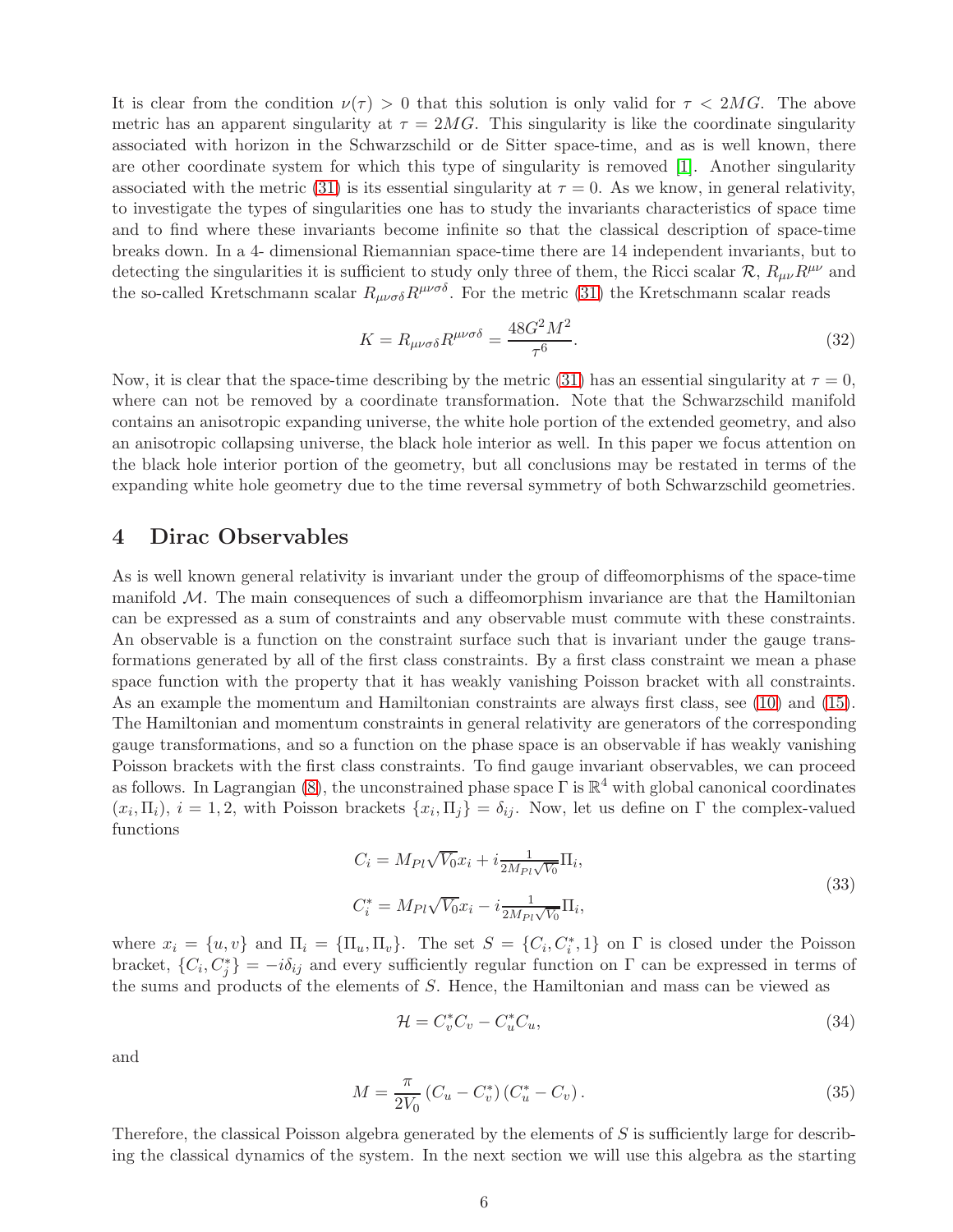It is clear from the condition $\nu(\tau) > 0$ that this solution is only valid for $\tau < 2MG$. The above metric has an apparent singularity at $\tau = 2MG$. This singularity is like the coordinate singularity associated with horizon in the Schwarzschild or de Sitter space-time, and as is well known, there are other coordinate system for which this type of singularity is removed [1]. Another singularity associated with the metric (31) is its essential singularity at $\tau = 0$. As we know, in general relativity, to investigate the types of singularities one has to study the invariants characteristics of space time and to find where these invariants become infinite so that the classical description of space-time breaks down. In a 4- dimensional Riemannian space-time there are 14 independent invariants, but to detecting the singularities it is sufficient to study only three of them, the Ricci scalar $\mathcal{R}$, $R_{\mu\nu}R^{\mu\nu}$ and the so-called Kretschmann scalar $R_{\mu\nu\sigma\delta}R^{\mu\nu\sigma\delta}$. For the metric (31) the Kretschmann scalar reads

$$K = R_{\mu\nu\sigma\delta}R^{\mu\nu\sigma\delta} = \frac{48G^2M^2}{\tau^6}. \tag{32}$$

Now, it is clear that the space-time describing by the metric (31) has an essential singularity at $\tau = 0$, where can not be removed by a coordinate transformation. Note that the Schwarzschild manifold contains an anisotropic expanding universe, the white hole portion of the extended geometry, and also an anisotropic collapsing universe, the black hole interior as well. In this paper we focus attention on the black hole interior portion of the geometry, but all conclusions may be restated in terms of the expanding white hole geometry due to the time reversal symmetry of both Schwarzschild geometries.

## 4 Dirac Observables

As is well known general relativity is invariant under the group of diffeomorphisms of the space-time manifold $\mathcal{M}$. The main consequences of such a diffeomorphism invariance are that the Hamiltonian can be expressed as a sum of constraints and any observable must commute with these constraints. An observable is a function on the constraint surface such that is invariant under the gauge transformations generated by all of the first class constraints. By a first class constraint we mean a phase space function with the property that it has weakly vanishing Poisson bracket with all constraints. As an example the momentum and Hamiltonian constraints are always first class, see (10) and (15). The Hamiltonian and momentum constraints in general relativity are generators of the corresponding gauge transformations, and so a function on the phase space is an observable if has weakly vanishing Poisson brackets with the first class constraints. To find gauge invariant observables, we can proceed as follows. In Lagrangian (8), the unconstrained phase space $\Gamma$ is $\mathbb{R}^4$ with global canonical coordinates $(x_i, \Pi_i)$, $i = 1, 2$, with Poisson brackets $\{x_i, \Pi_j\} = \delta_{ij}$. Now, let us define on $\Gamma$ the complex-valued functions

$$\begin{aligned} C_i &= M_{Pl}\sqrt{V_0}x_i + i\tfrac{1}{2M_{Pl}\sqrt{V_0}}\Pi_i, \\ C_i^* &= M_{Pl}\sqrt{V_0}x_i - i\tfrac{1}{2M_{Pl}\sqrt{V_0}}\Pi_i, \end{aligned} \tag{33}$$

where $x_i = \{u, v\}$ and $\Pi_i = \{\Pi_u, \Pi_v\}$. The set $S = \{C_i, C_i^*, 1\}$ on $\Gamma$ is closed under the Poisson bracket, $\{C_i, C_j^*\} = -i\delta_{ij}$ and every sufficiently regular function on $\Gamma$ can be expressed in terms of the sums and products of the elements of $S$. Hence, the Hamiltonian and mass can be viewed as

$$\mathcal{H} = C_v^*C_v - C_u^*C_u, \tag{34}$$

and

$$M = \frac{\pi}{2V_0}\left(C_u - C_v^*\right)\left(C_u^* - C_v\right). \tag{35}$$

Therefore, the classical Poisson algebra generated by the elements of $S$ is sufficiently large for describing the classical dynamics of the system. In the next section we will use this algebra as the starting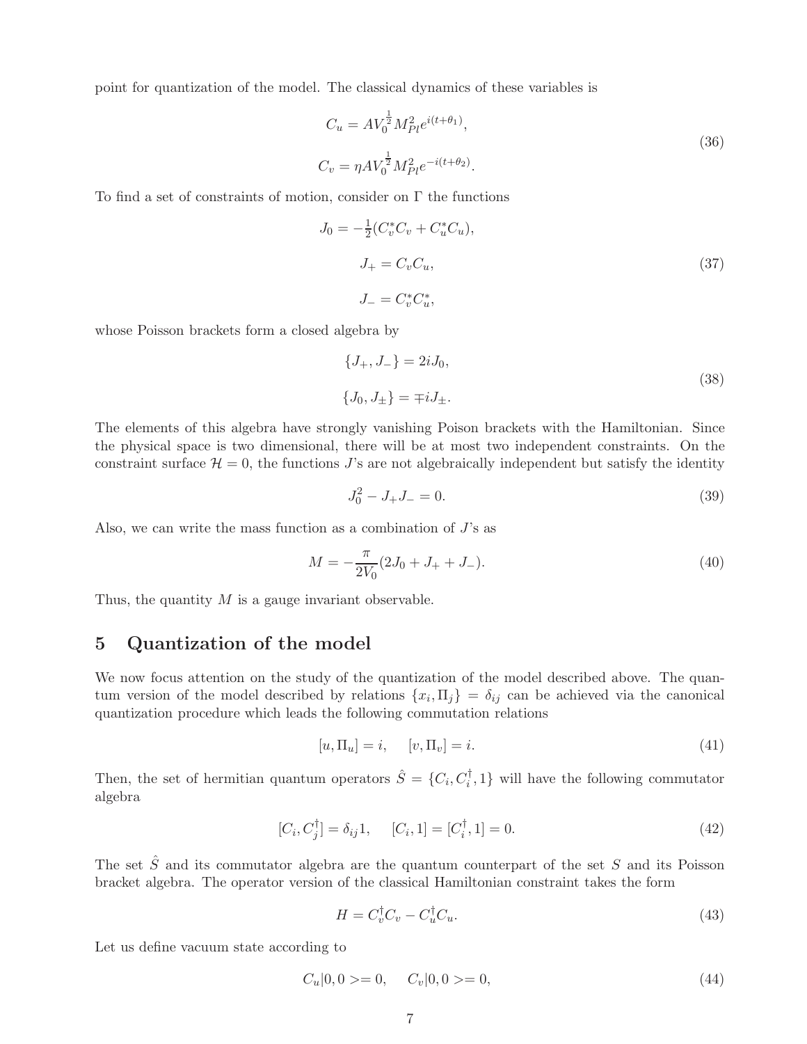point for quantization of the model. The classical dynamics of these variables is

$$
\begin{aligned}
C_u &= AV_0^{\frac{1}{2}} M_{Pl}^2 e^{i(t+\theta_1)}, \\
C_v &= \eta AV_0^{\frac{1}{2}} M_{Pl}^2 e^{-i(t+\theta_2)}.
\end{aligned}
\tag{36}
$$

To find a set of constraints of motion, consider on $\Gamma$ the functions

$$
\begin{aligned}
J_0 &= -\tfrac{1}{2}(C_v^* C_v + C_u^* C_u), \\
J_+ &= C_v C_u, \\
J_- &= C_v^* C_u^*,
\end{aligned}
\tag{37}
$$

whose Poisson brackets form a closed algebra by

$$
\begin{aligned}
\{J_+, J_-\} &= 2iJ_0, \\
\{J_0, J_\pm\} &= \mp i J_\pm.
\end{aligned}
\tag{38}
$$

The elements of this algebra have strongly vanishing Poison brackets with the Hamiltonian. Since the physical space is two dimensional, there will be at most two independent constraints. On the constraint surface $\mathcal{H} = 0$, the functions $J$'s are not algebraically independent but satisfy the identity

$$
J_0^2 - J_+ J_- = 0. \tag{39}
$$

Also, we can write the mass function as a combination of $J$'s as

$$
M = -\frac{\pi}{2V_0}(2J_0 + J_+ + J_-). \tag{40}
$$

Thus, the quantity $M$ is a gauge invariant observable.

# 5 Quantization of the model

We now focus attention on the study of the quantization of the model described above. The quantum version of the model described by relations $\{x_i, \Pi_j\} = \delta_{ij}$ can be achieved via the canonical quantization procedure which leads the following commutation relations

$$
[u, \Pi_u] = i, \quad [v, \Pi_v] = i. \tag{41}
$$

Then, the set of hermitian quantum operators $\hat{S} = \{C_i, C_i^\dagger, 1\}$ will have the following commutator algebra

$$
[C_i, C_j^\dagger] = \delta_{ij} 1, \quad [C_i, 1] = [C_i^\dagger, 1] = 0. \tag{42}
$$

The set $\hat{S}$ and its commutator algebra are the quantum counterpart of the set $S$ and its Poisson bracket algebra. The operator version of the classical Hamiltonian constraint takes the form

$$
H = C_v^\dagger C_v - C_u^\dagger C_u. \tag{43}
$$

Let us define vacuum state according to

$$
C_u|0, 0\rangle = 0, \quad C_v|0, 0\rangle = 0, \tag{44}
$$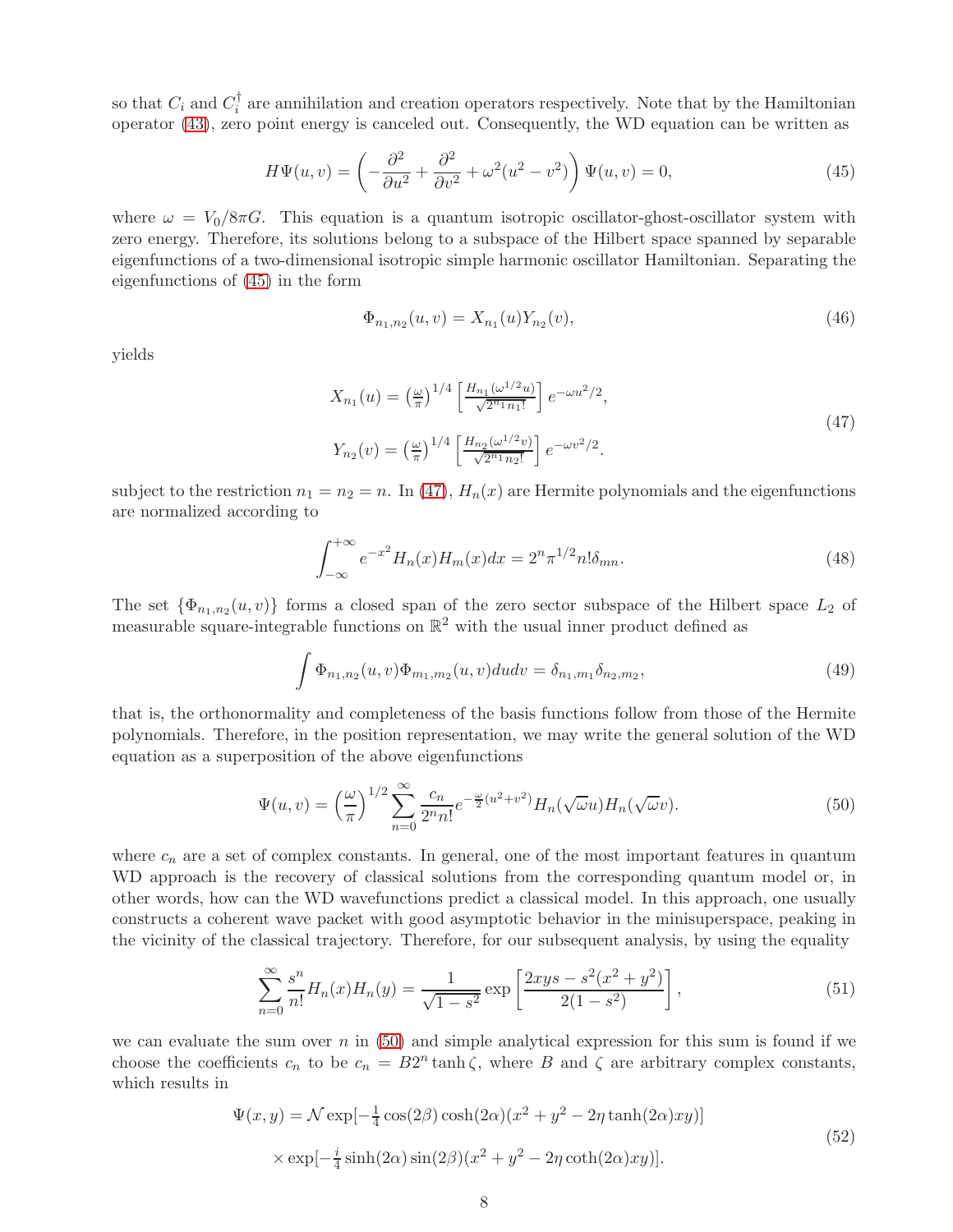so that $C_i$ and $C_i^\dagger$ are annihilation and creation operators respectively. Note that by the Hamiltonian operator (43), zero point energy is canceled out. Consequently, the WD equation can be written as

$$H\Psi(u,v) = \left(-\frac{\partial^2}{\partial u^2} + \frac{\partial^2}{\partial v^2} + \omega^2(u^2 - v^2)\right)\Psi(u,v) = 0, \tag{45}$$

where $\omega = V_0/8\pi G$. This equation is a quantum isotropic oscillator-ghost-oscillator system with zero energy. Therefore, its solutions belong to a subspace of the Hilbert space spanned by separable eigenfunctions of a two-dimensional isotropic simple harmonic oscillator Hamiltonian. Separating the eigenfunctions of (45) in the form

$$\Phi_{n_1,n_2}(u,v) = X_{n_1}(u)Y_{n_2}(v), \tag{46}$$

yields

$$\begin{aligned} X_{n_1}(u) &= \left(\tfrac{\omega}{\pi}\right)^{1/4}\left[\tfrac{H_{n_1}(\omega^{1/2}u)}{\sqrt{2^{n_1}n_1!}}\right]e^{-\omega u^2/2}, \\ Y_{n_2}(v) &= \left(\tfrac{\omega}{\pi}\right)^{1/4}\left[\tfrac{H_{n_2}(\omega^{1/2}v)}{\sqrt{2^{n_1}n_2!}}\right]e^{-\omega v^2/2}. \end{aligned} \tag{47}$$

subject to the restriction $n_1 = n_2 = n$. In (47), $H_n(x)$ are Hermite polynomials and the eigenfunctions are normalized according to

$$\int_{-\infty}^{+\infty} e^{-x^2}H_n(x)H_m(x)dx = 2^n\pi^{1/2}n!\delta_{mn}. \tag{48}$$

The set $\{\Phi_{n_1,n_2}(u,v)\}$ forms a closed span of the zero sector subspace of the Hilbert space $L_2$ of measurable square-integrable functions on $\mathbb{R}^2$ with the usual inner product defined as

$$\int \Phi_{n_1,n_2}(u,v)\Phi_{m_1,m_2}(u,v)dudv = \delta_{n_1,m_1}\delta_{n_2,m_2}, \tag{49}$$

that is, the orthonormality and completeness of the basis functions follow from those of the Hermite polynomials. Therefore, in the position representation, we may write the general solution of the WD equation as a superposition of the above eigenfunctions

$$\Psi(u,v) = \left(\frac{\omega}{\pi}\right)^{1/2}\sum_{n=0}^{\infty}\frac{c_n}{2^n n!}e^{-\frac{\omega}{2}(u^2+v^2)}H_n(\sqrt{\omega}u)H_n(\sqrt{\omega}v). \tag{50}$$

where $c_n$ are a set of complex constants. In general, one of the most important features in quantum WD approach is the recovery of classical solutions from the corresponding quantum model or, in other words, how can the WD wavefunctions predict a classical model. In this approach, one usually constructs a coherent wave packet with good asymptotic behavior in the minisuperspace, peaking in the vicinity of the classical trajectory. Therefore, for our subsequent analysis, by using the equality

$$\sum_{n=0}^{\infty}\frac{s^n}{n!}H_n(x)H_n(y) = \frac{1}{\sqrt{1-s^2}}\exp\left[\frac{2xys - s^2(x^2+y^2)}{2(1-s^2)}\right], \tag{51}$$

we can evaluate the sum over $n$ in (50) and simple analytical expression for this sum is found if we choose the coefficients $c_n$ to be $c_n = B2^n\tanh\zeta$, where $B$ and $\zeta$ are arbitrary complex constants, which results in

$$\begin{aligned} \Psi(x,y) &= \mathcal{N}\exp[-\tfrac{1}{4}\cos(2\beta)\cosh(2\alpha)(x^2+y^2-2\eta\tanh(2\alpha)xy)] \\ &\times\exp[-\tfrac{i}{4}\sinh(2\alpha)\sin(2\beta)(x^2+y^2-2\eta\coth(2\alpha)xy)]. \end{aligned} \tag{52}$$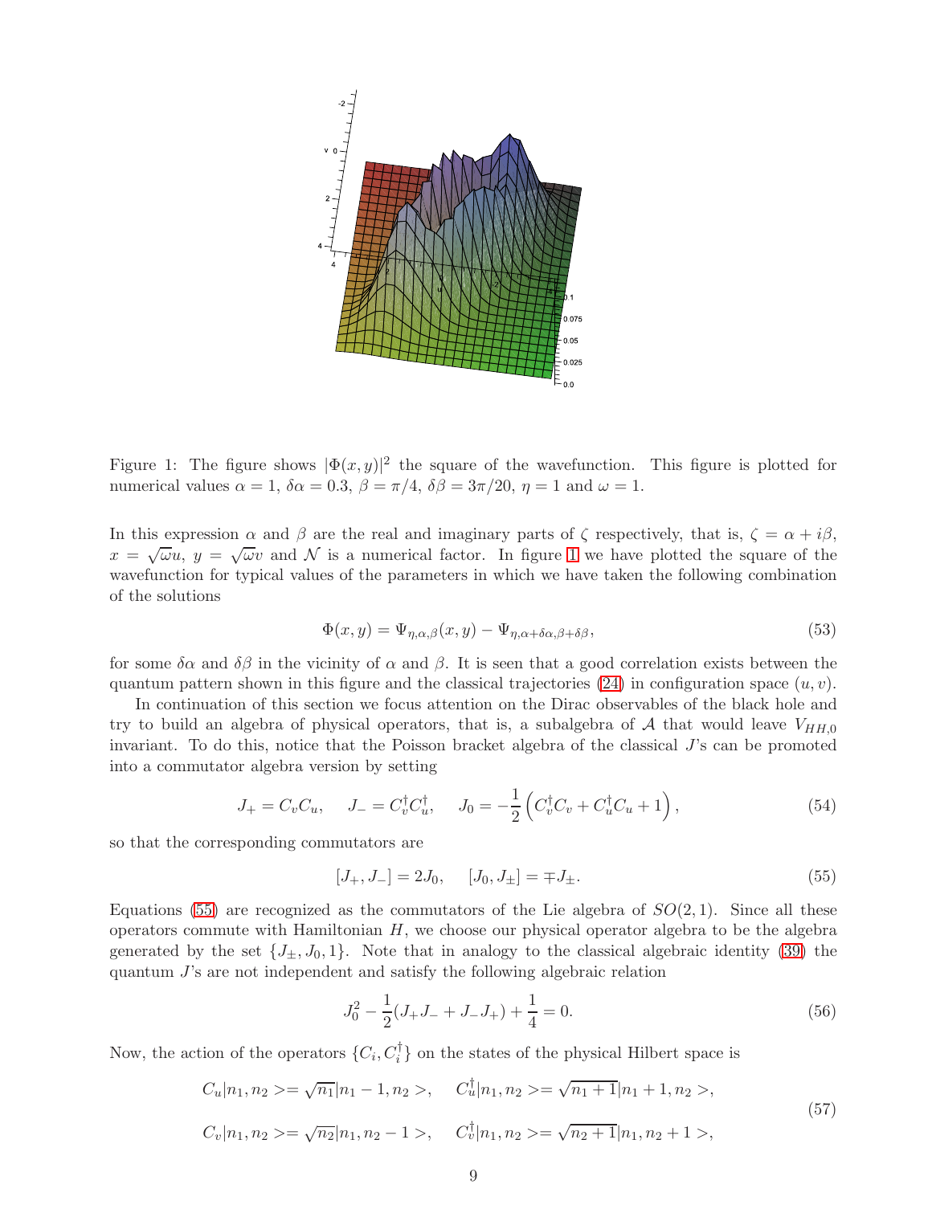Figure 1: The figure shows $|\Phi(x,y)|^2$ the square of the wavefunction. This figure is plotted for numerical values $\alpha = 1$, $\delta\alpha = 0.3$, $\beta = \pi/4$, $\delta\beta = 3\pi/20$, $\eta = 1$ and $\omega = 1$.

In this expression $\alpha$ and $\beta$ are the real and imaginary parts of $\zeta$ respectively, that is, $\zeta = \alpha + i\beta$, $x = \sqrt{\omega}u$, $y = \sqrt{\omega}v$ and $\mathcal{N}$ is a numerical factor. In figure 1 we have plotted the square of the wavefunction for typical values of the parameters in which we have taken the following combination of the solutions

$$\Phi(x,y) = \Psi_{\eta,\alpha,\beta}(x,y) - \Psi_{\eta,\alpha+\delta\alpha,\beta+\delta\beta}, \tag{53}$$

for some $\delta\alpha$ and $\delta\beta$ in the vicinity of $\alpha$ and $\beta$. It is seen that a good correlation exists between the quantum pattern shown in this figure and the classical trajectories (24) in configuration space $(u,v)$.

In continuation of this section we focus attention on the Dirac observables of the black hole and try to build an algebra of physical operators, that is, a subalgebra of $\mathcal{A}$ that would leave $V_{HH,0}$ invariant. To do this, notice that the Poisson bracket algebra of the classical $J$'s can be promoted into a commutator algebra version by setting

$$J_+ = C_v C_u, \quad J_- = C_v^\dagger C_u^\dagger, \quad J_0 = -\frac{1}{2}\left(C_v^\dagger C_v + C_u^\dagger C_u + 1\right), \tag{54}$$

so that the corresponding commutators are

$$[J_+, J_-] = 2J_0, \quad [J_0, J_\pm] = \mp J_\pm. \tag{55}$$

Equations (55) are recognized as the commutators of the Lie algebra of $SO(2,1)$. Since all these operators commute with Hamiltonian $H$, we choose our physical operator algebra to be the algebra generated by the set $\{J_\pm, J_0, 1\}$. Note that in analogy to the classical algebraic identity (39) the quantum $J$'s are not independent and satisfy the following algebraic relation

$$J_0^2 - \frac{1}{2}(J_+J_- + J_-J_+) + \frac{1}{4} = 0. \tag{56}$$

Now, the action of the operators $\{C_i, C_i^\dagger\}$ on the states of the physical Hilbert space is

$$\begin{aligned} C_u|n_1,n_2> &= \sqrt{n_1}|n_1-1,n_2>, \quad C_u^\dagger|n_1,n_2> = \sqrt{n_1+1}|n_1+1,n_2>, \\ C_v|n_1,n_2> &= \sqrt{n_2}|n_1,n_2-1>, \quad C_v^\dagger|n_1,n_2> = \sqrt{n_2+1}|n_1,n_2+1>, \end{aligned} \tag{57}$$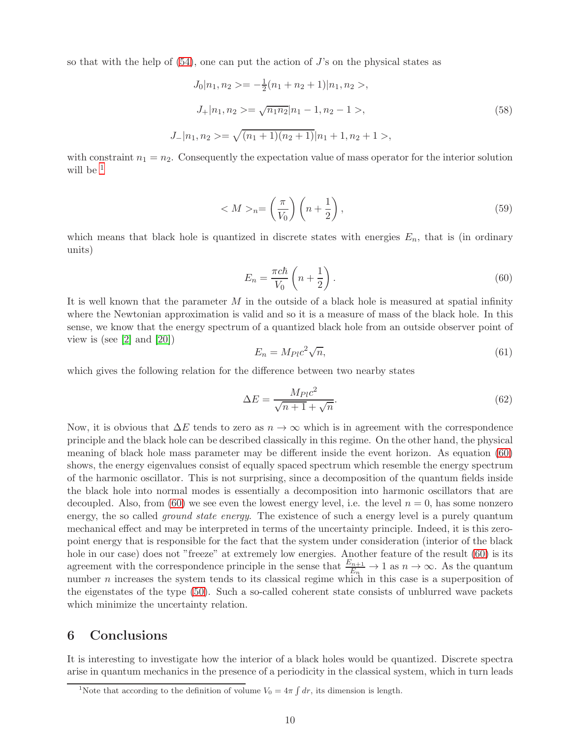so that with the help of (54), one can put the action of $J$'s on the physical states as

$$
\begin{aligned}
J_0|n_1, n_2> &= -\tfrac{1}{2}(n_1 + n_2 + 1)|n_1, n_2>, \\
J_+|n_1, n_2> &= \sqrt{n_1 n_2}|n_1 - 1, n_2 - 1>, \\
J_-|n_1, n_2> &= \sqrt{(n_1+1)(n_2+1)}|n_1 + 1, n_2 + 1>,
\end{aligned}
\tag{58}
$$

with constraint $n_1 = n_2$. Consequently the expectation value of mass operator for the interior solution will be [1]

$$
<M>_n = \left(\frac{\pi}{V_0}\right)\left(n + \frac{1}{2}\right),
\tag{59}
$$

which means that black hole is quantized in discrete states with energies $E_n$, that is (in ordinary units)

$$
E_n = \frac{\pi c \hbar}{V_0}\left(n + \frac{1}{2}\right).
\tag{60}
$$

It is well known that the parameter $M$ in the outside of a black hole is measured at spatial infinity where the Newtonian approximation is valid and so it is a measure of mass of the black hole. In this sense, we know that the energy spectrum of a quantized black hole from an outside observer point of view is (see [2] and [20])

$$
E_n = M_{Pl} c^2 \sqrt{n},
\tag{61}
$$

which gives the following relation for the difference between two nearby states

$$
\Delta E = \frac{M_{Pl} c^2}{\sqrt{n+1} + \sqrt{n}}.
\tag{62}
$$

Now, it is obvious that $\Delta E$ tends to zero as $n \to \infty$ which is in agreement with the correspondence principle and the black hole can be described classically in this regime. On the other hand, the physical meaning of black hole mass parameter may be different inside the event horizon. As equation (60) shows, the energy eigenvalues consist of equally spaced spectrum which resemble the energy spectrum of the harmonic oscillator. This is not surprising, since a decomposition of the quantum fields inside the black hole into normal modes is essentially a decomposition into harmonic oscillators that are decoupled. Also, from (60) we see even the lowest energy level, i.e. the level $n = 0$, has some nonzero energy, the so called *ground state energy*. The existence of such a energy level is a purely quantum mechanical effect and may be interpreted in terms of the uncertainty principle. Indeed, it is this zero-point energy that is responsible for the fact that the system under consideration (interior of the black hole in our case) does not "freeze" at extremely low energies. Another feature of the result (60) is its agreement with the correspondence principle in the sense that $\frac{E_{n+1}}{E_n} \to 1$ as $n \to \infty$. As the quantum number $n$ increases the system tends to its classical regime which in this case is a superposition of the eigenstates of the type (50). Such a so-called coherent state consists of unblurred wave packets which minimize the uncertainty relation.

# 6 Conclusions

It is interesting to investigate how the interior of a black holes would be quantized. Discrete spectra arise in quantum mechanics in the presence of a periodicity in the classical system, which in turn leads

[1] Note that according to the definition of volume $V_0 = 4\pi \int dr$, its dimension is length.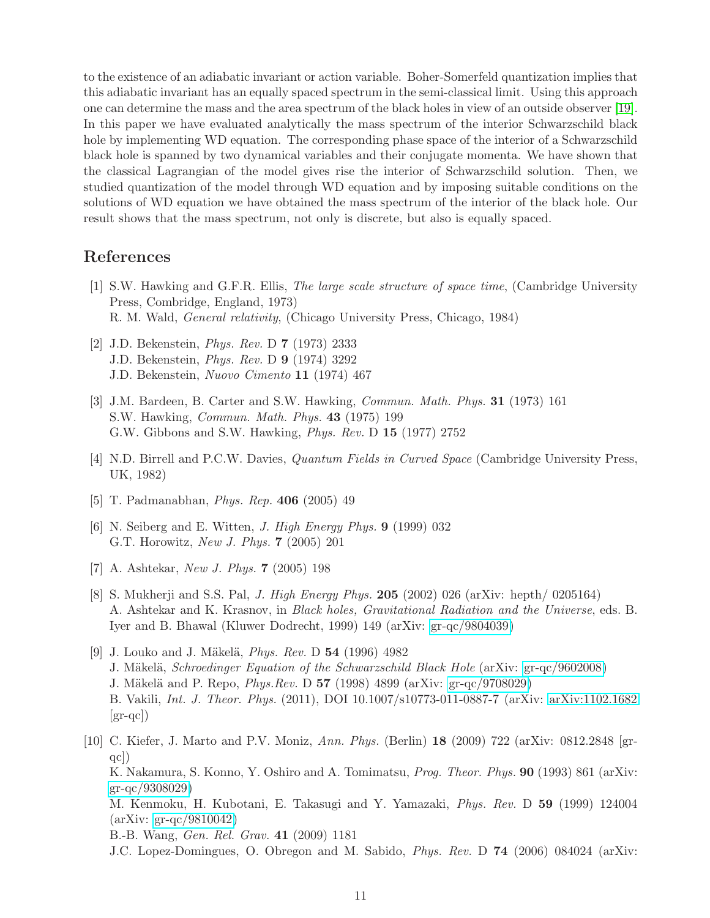to the existence of an adiabatic invariant or action variable. Boher-Somerfeld quantization implies that this adiabatic invariant has an equally spaced spectrum in the semi-classical limit. Using this approach one can determine the mass and the area spectrum of the black holes in view of an outside observer [19]. In this paper we have evaluated analytically the mass spectrum of the interior Schwarzschild black hole by implementing WD equation. The corresponding phase space of the interior of a Schwarzschild black hole is spanned by two dynamical variables and their conjugate momenta. We have shown that the classical Lagrangian of the model gives rise the interior of Schwarzschild solution. Then, we studied quantization of the model through WD equation and by imposing suitable conditions on the solutions of WD equation we have obtained the mass spectrum of the interior of the black hole. Our result shows that the mass spectrum, not only is discrete, but also is equally spaced.

## References

[1] S.W. Hawking and G.F.R. Ellis, *The large scale structure of space time*, (Cambridge University Press, Combridge, England, 1973)
R. M. Wald, *General relativity*, (Chicago University Press, Chicago, 1984)

[2] J.D. Bekenstein, *Phys. Rev.* D **7** (1973) 2333
J.D. Bekenstein, *Phys. Rev.* D **9** (1974) 3292
J.D. Bekenstein, *Nuovo Cimento* **11** (1974) 467

[3] J.M. Bardeen, B. Carter and S.W. Hawking, *Commun. Math. Phys.* **31** (1973) 161
S.W. Hawking, *Commun. Math. Phys.* **43** (1975) 199
G.W. Gibbons and S.W. Hawking, *Phys. Rev.* D **15** (1977) 2752

[4] N.D. Birrell and P.C.W. Davies, *Quantum Fields in Curved Space* (Cambridge University Press, UK, 1982)

[5] T. Padmanabhan, *Phys. Rep.* **406** (2005) 49

[6] N. Seiberg and E. Witten, *J. High Energy Phys.* **9** (1999) 032
G.T. Horowitz, *New J. Phys.* **7** (2005) 201

[7] A. Ashtekar, *New J. Phys.* **7** (2005) 198

[8] S. Mukherji and S.S. Pal, *J. High Energy Phys.* **205** (2002) 026 (arXiv: hepth/ 0205164)
A. Ashtekar and K. Krasnov, in *Black holes, Gravitational Radiation and the Universe*, eds. B. Iyer and B. Bhawal (Kluwer Dodrecht, 1999) 149 (arXiv: gr-qc/9804039)

[9] J. Louko and J. Mäkelä, *Phys. Rev.* D **54** (1996) 4982
J. Mäkelä, *Schroedinger Equation of the Schwarzschild Black Hole* (arXiv: gr-qc/9602008)
J. Mäkelä and P. Repo, *Phys.Rev.* D **57** (1998) 4899 (arXiv: gr-qc/9708029)
B. Vakili, *Int. J. Theor. Phys.* (2011), DOI 10.1007/s10773-011-0887-7 (arXiv: arXiv:1102.1682 [gr-qc])

[10] C. Kiefer, J. Marto and P.V. Moniz, *Ann. Phys.* (Berlin) **18** (2009) 722 (arXiv: 0812.2848 [gr-qc])
K. Nakamura, S. Konno, Y. Oshiro and A. Tomimatsu, *Prog. Theor. Phys.* **90** (1993) 861 (arXiv: gr-qc/9308029)
M. Kenmoku, H. Kubotani, E. Takasugi and Y. Yamazaki, *Phys. Rev.* D **59** (1999) 124004 (arXiv: gr-qc/9810042)
B.-B. Wang, *Gen. Rel. Grav.* **41** (2009) 1181
J.C. Lopez-Domingues, O. Obregon and M. Sabido, *Phys. Rev.* D **74** (2006) 084024 (arXiv: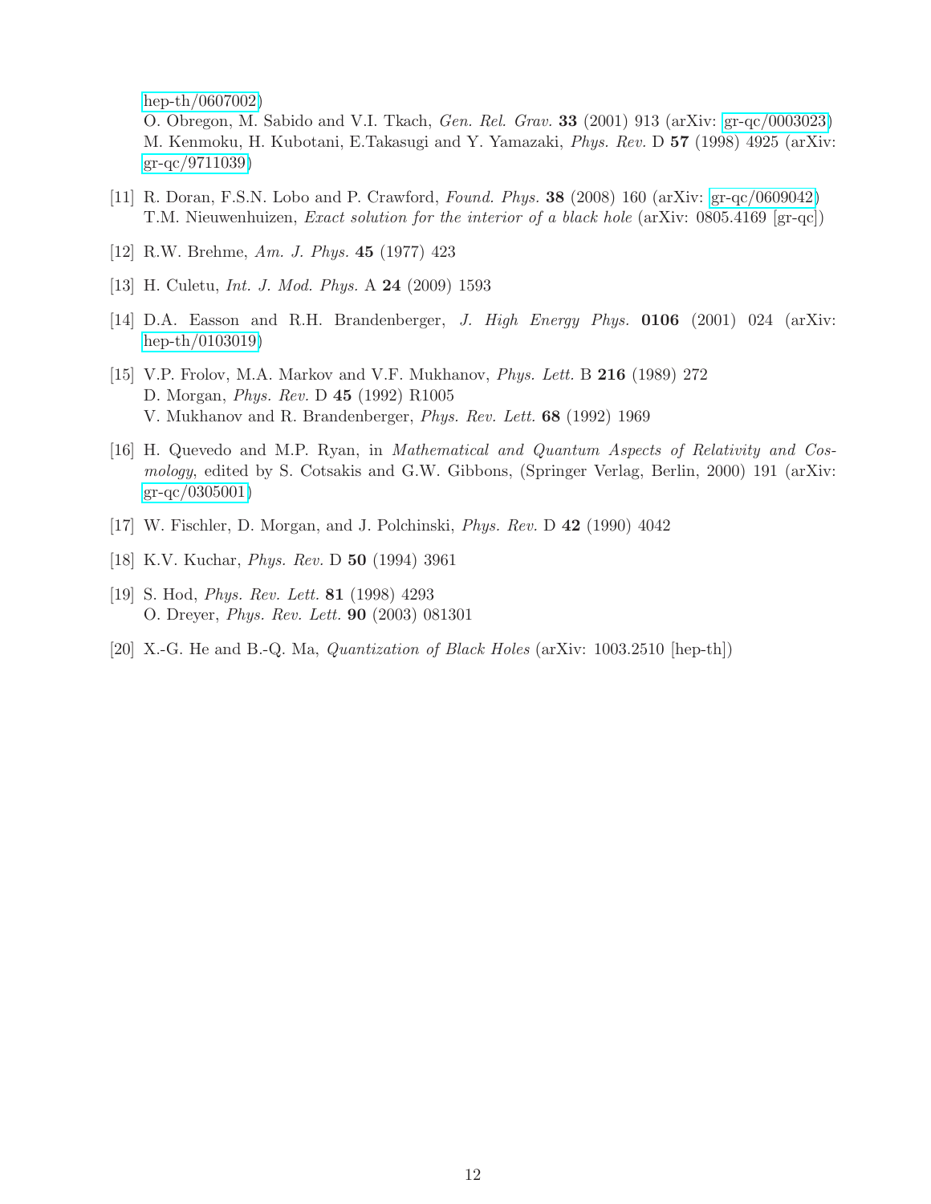hep-th/0607002)
O. Obregon, M. Sabido and V.I. Tkach, *Gen. Rel. Grav.* **33** (2001) 913 (arXiv: gr-qc/0003023)
M. Kenmoku, H. Kubotani, E.Takasugi and Y. Yamazaki, *Phys. Rev.* D **57** (1998) 4925 (arXiv: gr-qc/9711039)

[11] R. Doran, F.S.N. Lobo and P. Crawford, *Found. Phys.* **38** (2008) 160 (arXiv: gr-qc/0609042)
T.M. Nieuwenhuizen, *Exact solution for the interior of a black hole* (arXiv: 0805.4169 [gr-qc])

[12] R.W. Brehme, *Am. J. Phys.* **45** (1977) 423

[13] H. Culetu, *Int. J. Mod. Phys.* A **24** (2009) 1593

[14] D.A. Easson and R.H. Brandenberger, *J. High Energy Phys.* **0106** (2001) 024 (arXiv: hep-th/0103019)

[15] V.P. Frolov, M.A. Markov and V.F. Mukhanov, *Phys. Lett.* B **216** (1989) 272
D. Morgan, *Phys. Rev.* D **45** (1992) R1005
V. Mukhanov and R. Brandenberger, *Phys. Rev. Lett.* **68** (1992) 1969

[16] H. Quevedo and M.P. Ryan, in *Mathematical and Quantum Aspects of Relativity and Cosmology*, edited by S. Cotsakis and G.W. Gibbons, (Springer Verlag, Berlin, 2000) 191 (arXiv: gr-qc/0305001)

[17] W. Fischler, D. Morgan, and J. Polchinski, *Phys. Rev.* D **42** (1990) 4042

[18] K.V. Kuchar, *Phys. Rev.* D **50** (1994) 3961

[19] S. Hod, *Phys. Rev. Lett.* **81** (1998) 4293
O. Dreyer, *Phys. Rev. Lett.* **90** (2003) 081301

[20] X.-G. He and B.-Q. Ma, *Quantization of Black Holes* (arXiv: 1003.2510 [hep-th])